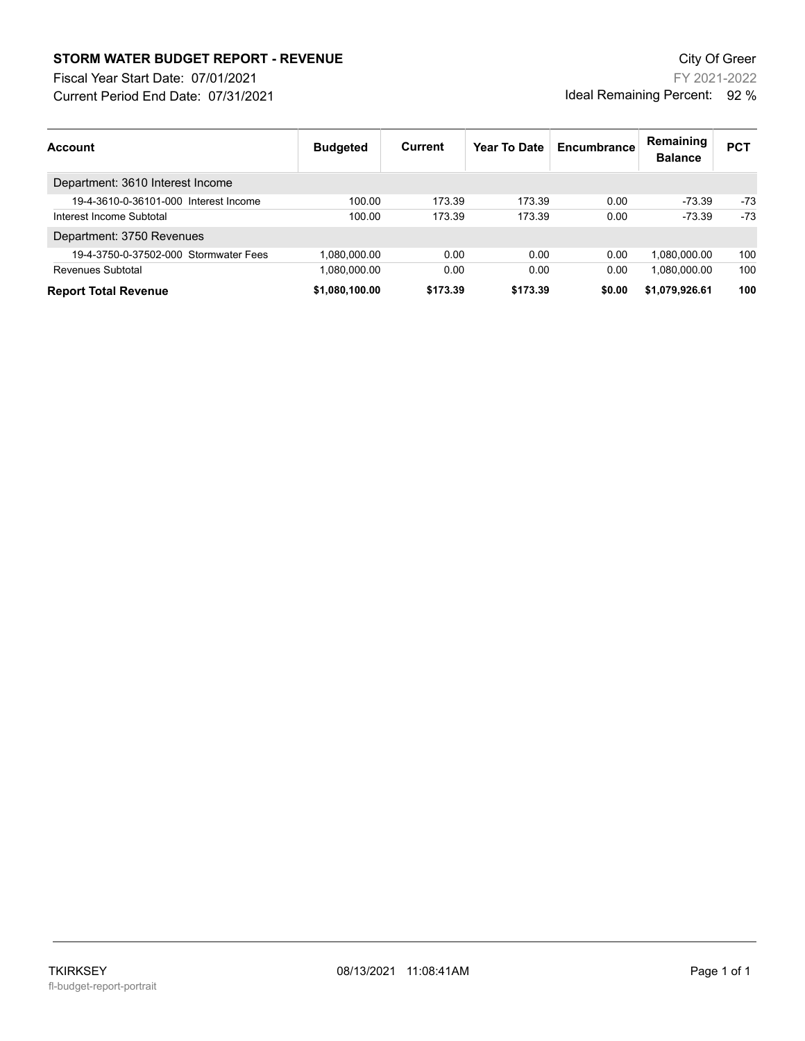# STORM WATER BUDGET REPORT - REVENUE

City Of Greer

Fiscal Year Start Date: 07/01/2021

FY 2021-2022

Current Period End Date: 07/31/2021

Ideal Remaining Percent: 92 %

| Account | Budgeted | Current | Year To Date | Encumbrance | Remaining Balance | PCT |
|---|---|---|---|---|---|---|
| Department: 3610 Interest Income | | | | | | |
| 19-4-3610-0-36101-000 Interest Income | 100.00 | 173.39 | 173.39 | 0.00 | -73.39 | -73 |
| Interest Income Subtotal | 100.00 | 173.39 | 173.39 | 0.00 | -73.39 | -73 |
| Department: 3750 Revenues | | | | | | |
| 19-4-3750-0-37502-000 Stormwater Fees | 1,080,000.00 | 0.00 | 0.00 | 0.00 | 1,080,000.00 | 100 |
| Revenues Subtotal | 1,080,000.00 | 0.00 | 0.00 | 0.00 | 1,080,000.00 | 100 |
| **Report Total Revenue** | **$1,080,100.00** | **$173.39** | **$173.39** | **$0.00** | **$1,079,926.61** | **100** |

TKIRKSEY

fl-budget-report-portrait

08/13/2021 11:08:41AM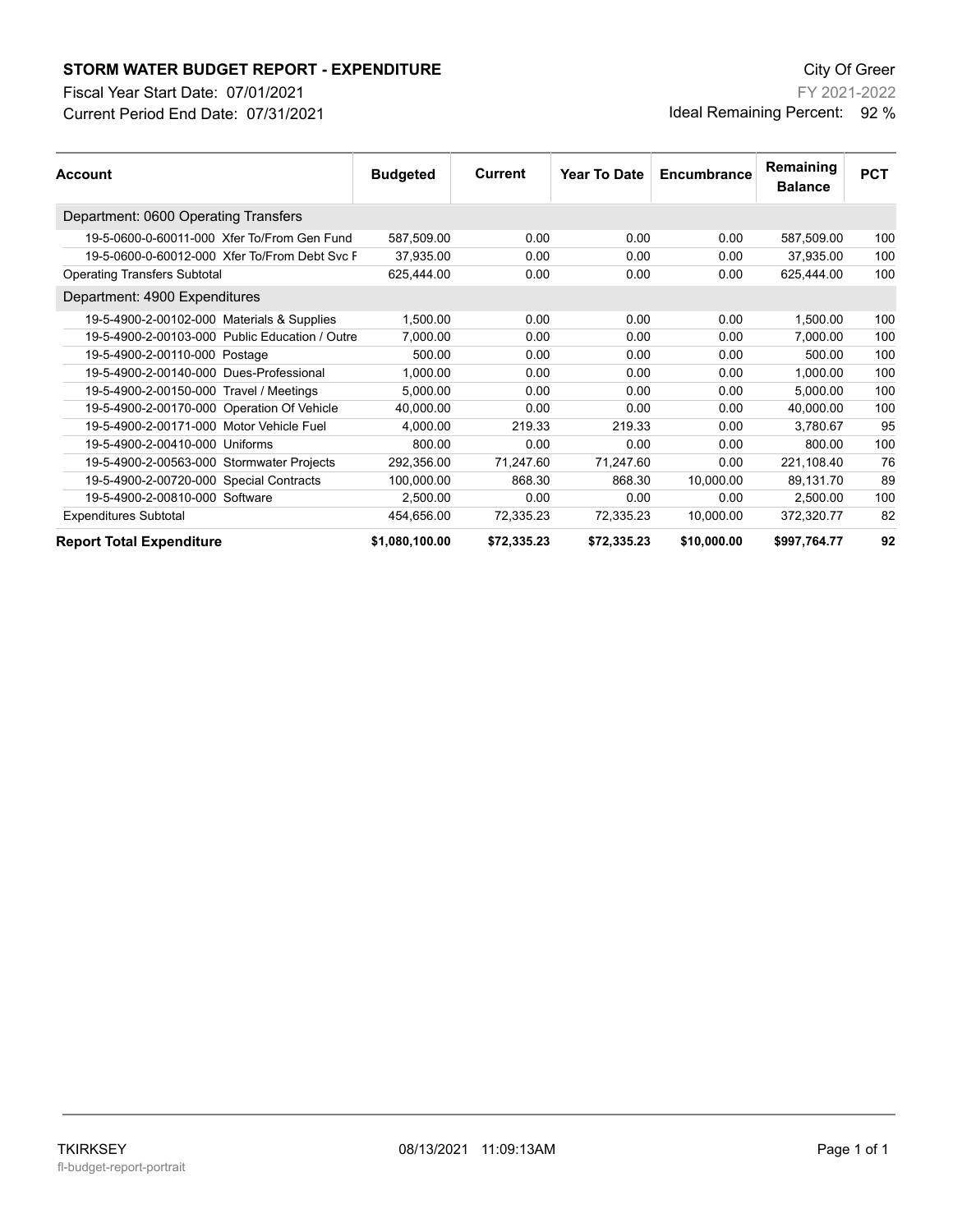**STORM WATER BUDGET REPORT - EXPENDITURE**

City Of Greer

Fiscal Year Start Date: 07/01/2021

FY 2021-2022

Current Period End Date: 07/31/2021

Ideal Remaining Percent: 92 %

| Account | Budgeted | Current | Year To Date | Encumbrance | Remaining Balance | PCT |
|---|---|---|---|---|---|---|
| Department: 0600 Operating Transfers | | | | | | |
| 19-5-0600-0-60011-000 Xfer To/From Gen Fund | 587,509.00 | 0.00 | 0.00 | 0.00 | 587,509.00 | 100 |
| 19-5-0600-0-60012-000 Xfer To/From Debt Svc F | 37,935.00 | 0.00 | 0.00 | 0.00 | 37,935.00 | 100 |
| Operating Transfers Subtotal | 625,444.00 | 0.00 | 0.00 | 0.00 | 625,444.00 | 100 |
| Department: 4900 Expenditures | | | | | | |
| 19-5-4900-2-00102-000 Materials & Supplies | 1,500.00 | 0.00 | 0.00 | 0.00 | 1,500.00 | 100 |
| 19-5-4900-2-00103-000 Public Education / Outre | 7,000.00 | 0.00 | 0.00 | 0.00 | 7,000.00 | 100 |
| 19-5-4900-2-00110-000 Postage | 500.00 | 0.00 | 0.00 | 0.00 | 500.00 | 100 |
| 19-5-4900-2-00140-000 Dues-Professional | 1,000.00 | 0.00 | 0.00 | 0.00 | 1,000.00 | 100 |
| 19-5-4900-2-00150-000 Travel / Meetings | 5,000.00 | 0.00 | 0.00 | 0.00 | 5,000.00 | 100 |
| 19-5-4900-2-00170-000 Operation Of Vehicle | 40,000.00 | 0.00 | 0.00 | 0.00 | 40,000.00 | 100 |
| 19-5-4900-2-00171-000 Motor Vehicle Fuel | 4,000.00 | 219.33 | 219.33 | 0.00 | 3,780.67 | 95 |
| 19-5-4900-2-00410-000 Uniforms | 800.00 | 0.00 | 0.00 | 0.00 | 800.00 | 100 |
| 19-5-4900-2-00563-000 Stormwater Projects | 292,356.00 | 71,247.60 | 71,247.60 | 0.00 | 221,108.40 | 76 |
| 19-5-4900-2-00720-000 Special Contracts | 100,000.00 | 868.30 | 868.30 | 10,000.00 | 89,131.70 | 89 |
| 19-5-4900-2-00810-000 Software | 2,500.00 | 0.00 | 0.00 | 0.00 | 2,500.00 | 100 |
| Expenditures Subtotal | 454,656.00 | 72,335.23 | 72,335.23 | 10,000.00 | 372,320.77 | 82 |
| **Report Total Expenditure** | **$1,080,100.00** | **$72,335.23** | **$72,335.23** | **$10,000.00** | **$997,764.77** | **92** |

TKIRKSEY 08/13/2021 11:09:13AM

fl-budget-report-portrait